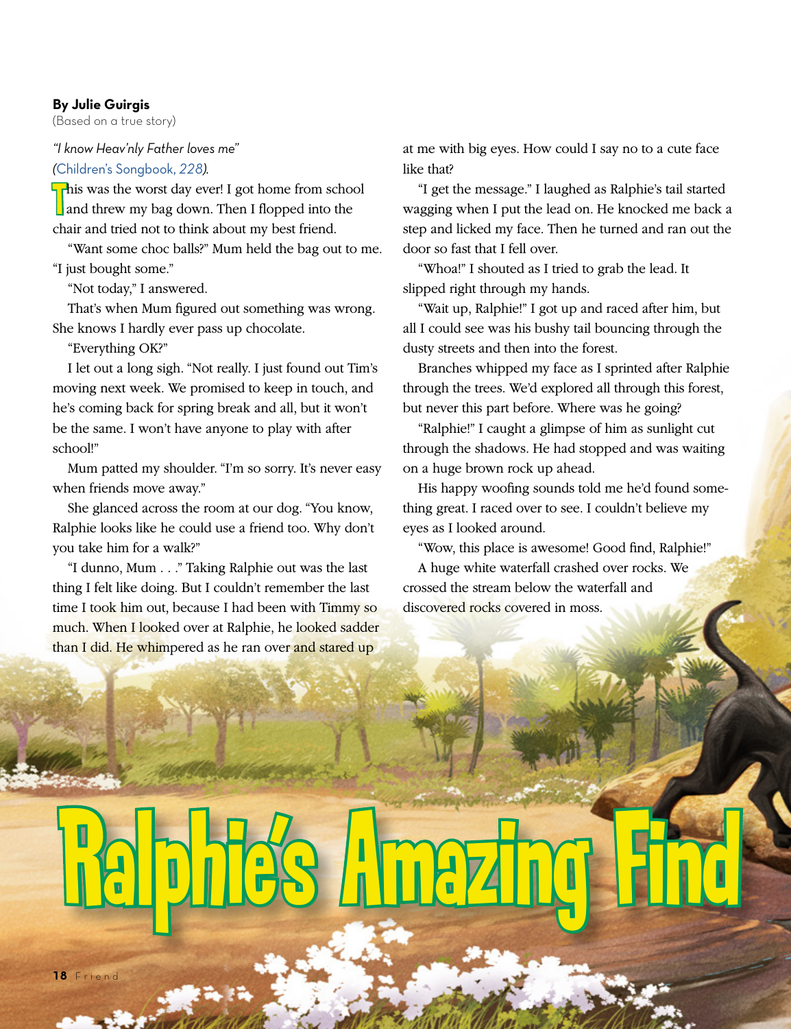# Ralphie's Amazing Find

**By Julie Guirgis**
(Based on a true story)

*"I know Heav'nly Father loves me"* (Children's Songbook, *228*).

This was the worst day ever! I got home from school and threw my bag down. Then I flopped into the chair and tried not to think about my best friend.

"Want some choc balls?" Mum held the bag out to me. "I just bought some."

"Not today," I answered.

That's when Mum figured out something was wrong. She knows I hardly ever pass up chocolate.

"Everything OK?"

I let out a long sigh. "Not really. I just found out Tim's moving next week. We promised to keep in touch, and he's coming back for spring break and all, but it won't be the same. I won't have anyone to play with after school!"

Mum patted my shoulder. "I'm so sorry. It's never easy when friends move away."

She glanced across the room at our dog. "You know, Ralphie looks like he could use a friend too. Why don't you take him for a walk?"

"I dunno, Mum . . ." Taking Ralphie out was the last thing I felt like doing. But I couldn't remember the last time I took him out, because I had been with Timmy so much. When I looked over at Ralphie, he looked sadder than I did. He whimpered as he ran over and stared up at me with big eyes. How could I say no to a cute face like that?

"I get the message." I laughed as Ralphie's tail started wagging when I put the lead on. He knocked me back a step and licked my face. Then he turned and ran out the door so fast that I fell over.

"Whoa!" I shouted as I tried to grab the lead. It slipped right through my hands.

"Wait up, Ralphie!" I got up and raced after him, but all I could see was his bushy tail bouncing through the dusty streets and then into the forest.

Branches whipped my face as I sprinted after Ralphie through the trees. We'd explored all through this forest, but never this part before. Where was he going?

"Ralphie!" I caught a glimpse of him as sunlight cut through the shadows. He had stopped and was waiting on a huge brown rock up ahead.

His happy woofing sounds told me he'd found something great. I raced over to see. I couldn't believe my eyes as I looked around.

"Wow, this place is awesome! Good find, Ralphie!"

A huge white waterfall crashed over rocks. We crossed the stream below the waterfall and discovered rocks covered in moss.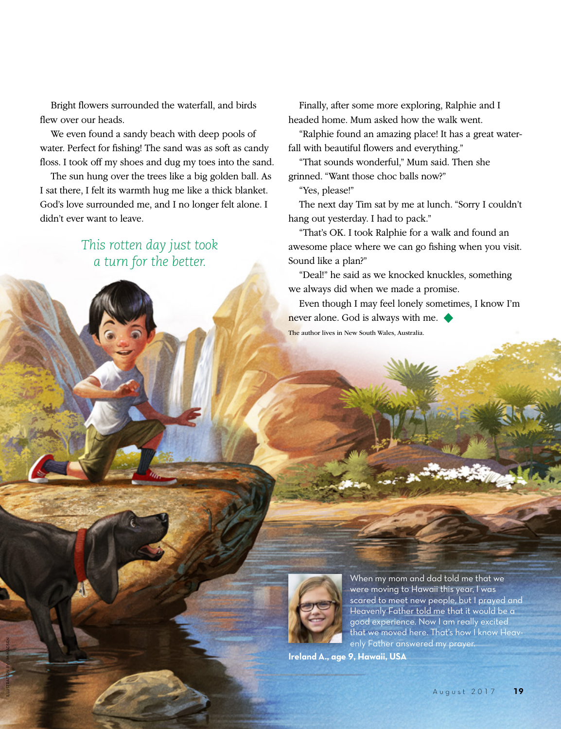Bright flowers surrounded the waterfall, and birds flew over our heads.

We even found a sandy beach with deep pools of water. Perfect for fishing! The sand was as soft as candy floss. I took off my shoes and dug my toes into the sand.

The sun hung over the trees like a big golden ball. As I sat there, I felt its warmth hug me like a thick blanket. God's love surrounded me, and I no longer felt alone. I didn't ever want to leave.

*This rotten day just took a turn for the better.*

Finally, after some more exploring, Ralphie and I headed home. Mum asked how the walk went.

"Ralphie found an amazing place! It has a great waterfall with beautiful flowers and everything."

"That sounds wonderful," Mum said. Then she grinned. "Want those choc balls now?"

"Yes, please!"

The next day Tim sat by me at lunch. "Sorry I couldn't hang out yesterday. I had to pack."

"That's OK. I took Ralphie for a walk and found an awesome place where we can go fishing when you visit. Sound like a plan?"

"Deal!" he said as we knocked knuckles, something we always did when we made a promise.

Even though I may feel lonely sometimes, I know I'm never alone. God is always with me. ◆

The author lives in New South Wales, Australia.

When my mom and dad told me that we were moving to Hawaii this year, I was scared to meet new people, but I prayed and Heavenly Father told me that it would be a good experience. Now I am really excited that we moved here. That's how I know Heavenly Father answered my prayer.

**Ireland A., age 9, Hawaii, USA**

ILLUSTRATION BY JIM MADSEN